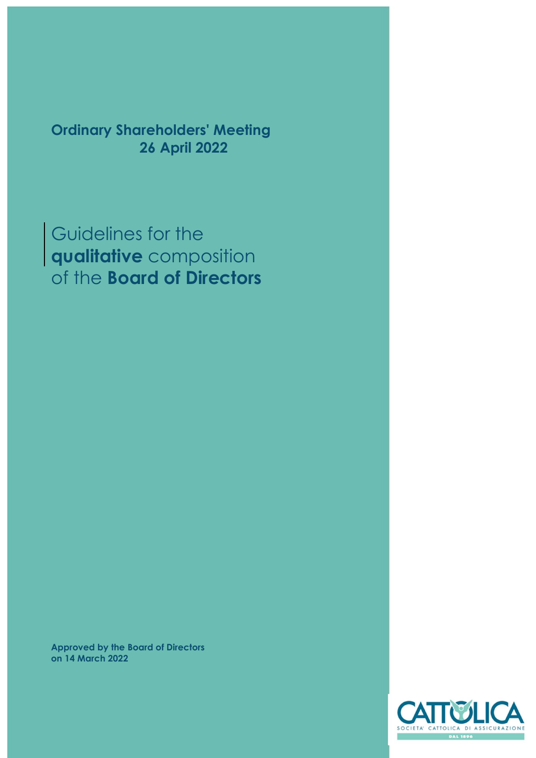**Ordinary Shareholders' Meeting**
**26 April 2022**

# Guidelines for the **qualitative** composition of the **Board of Directors**

**Approved by the Board of Directors on 14 March 2022**

CATTOLICA
SOCIETA' CATTOLICA DI ASSICURAZIONE
DAL 1896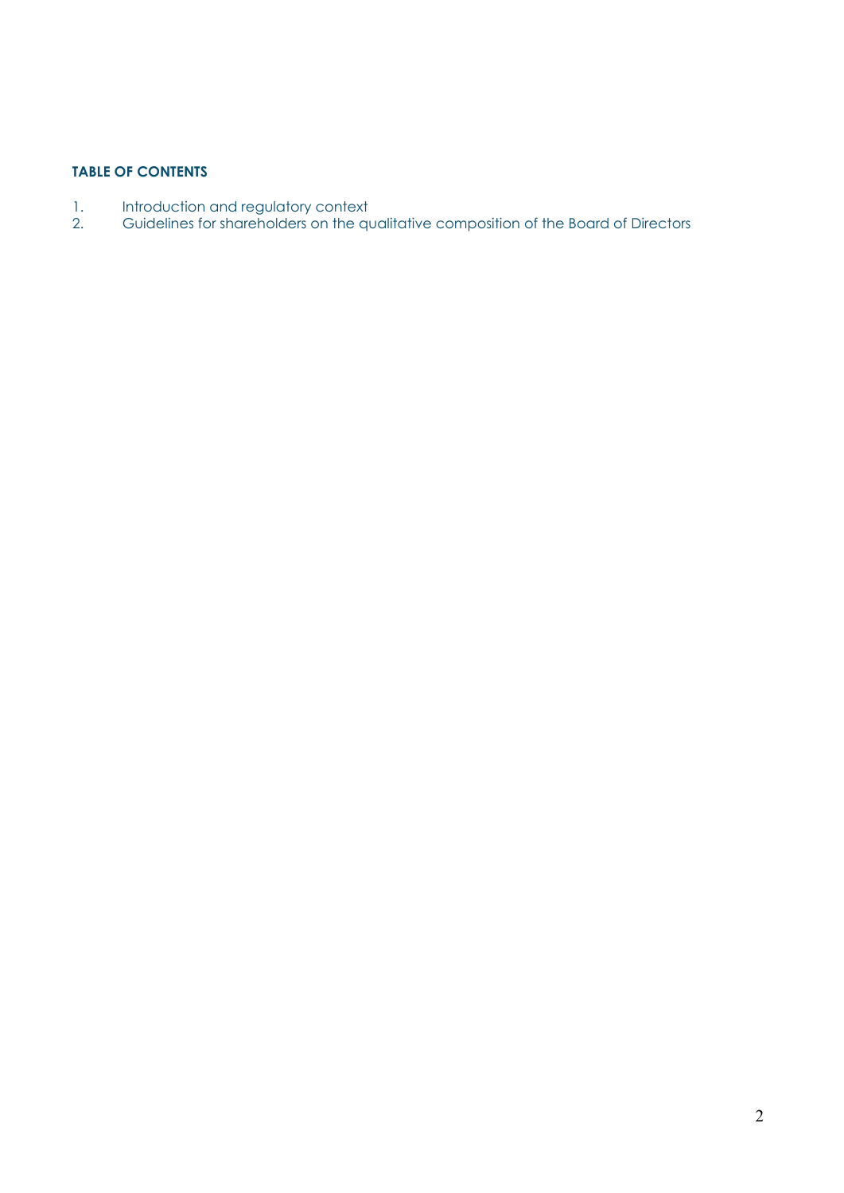**TABLE OF CONTENTS**

1. Introduction and regulatory context
2. Guidelines for shareholders on the qualitative composition of the Board of Directors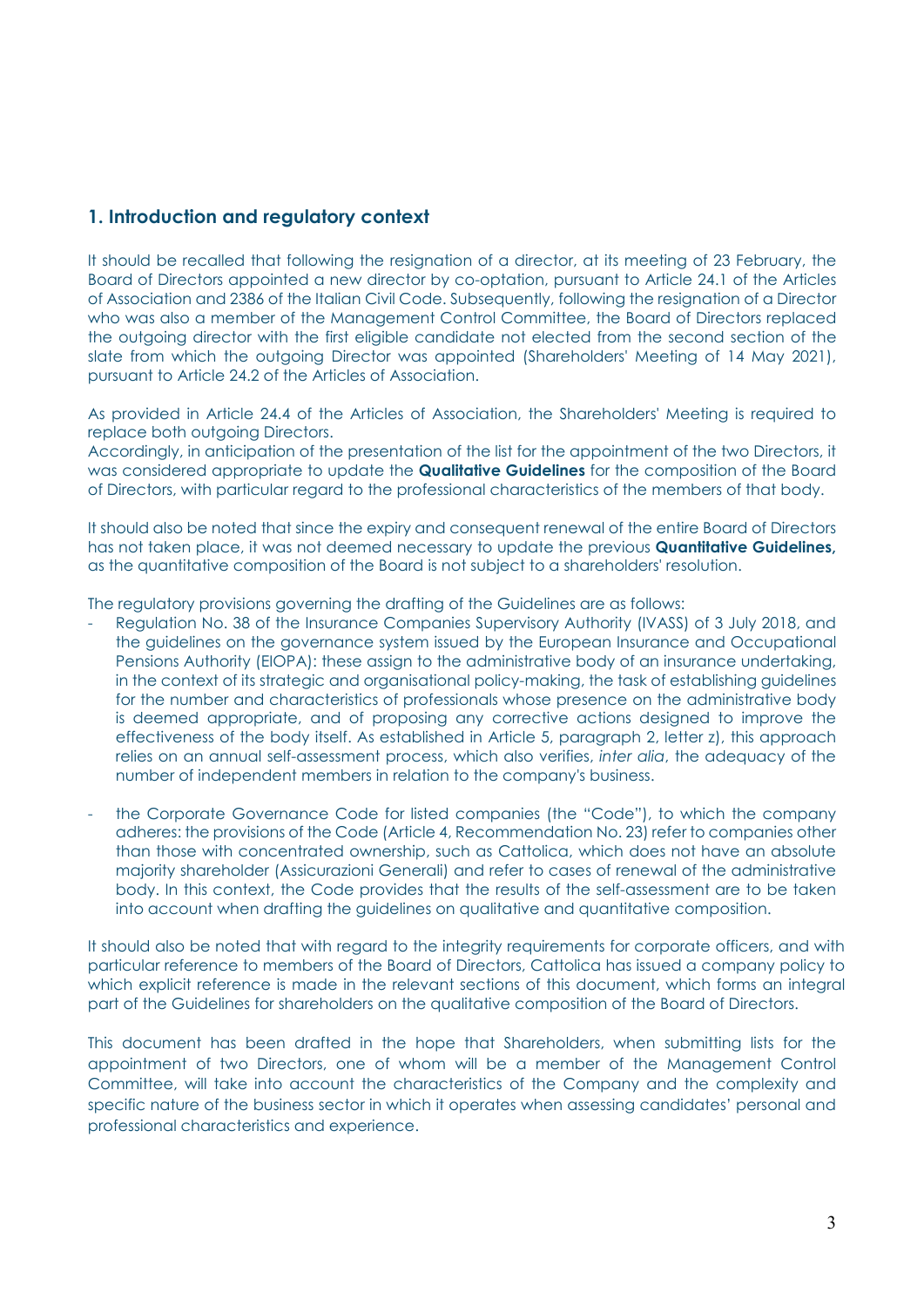## 1. Introduction and regulatory context

It should be recalled that following the resignation of a director, at its meeting of 23 February, the Board of Directors appointed a new director by co-optation, pursuant to Article 24.1 of the Articles of Association and 2386 of the Italian Civil Code. Subsequently, following the resignation of a Director who was also a member of the Management Control Committee, the Board of Directors replaced the outgoing director with the first eligible candidate not elected from the second section of the slate from which the outgoing Director was appointed (Shareholders' Meeting of 14 May 2021), pursuant to Article 24.2 of the Articles of Association.

As provided in Article 24.4 of the Articles of Association, the Shareholders' Meeting is required to replace both outgoing Directors.
Accordingly, in anticipation of the presentation of the list for the appointment of the two Directors, it was considered appropriate to update the **Qualitative Guidelines** for the composition of the Board of Directors, with particular regard to the professional characteristics of the members of that body.

It should also be noted that since the expiry and consequent renewal of the entire Board of Directors has not taken place, it was not deemed necessary to update the previous **Quantitative Guidelines,** as the quantitative composition of the Board is not subject to a shareholders' resolution.

The regulatory provisions governing the drafting of the Guidelines are as follows:

- Regulation No. 38 of the Insurance Companies Supervisory Authority (IVASS) of 3 July 2018, and the guidelines on the governance system issued by the European Insurance and Occupational Pensions Authority (EIOPA): these assign to the administrative body of an insurance undertaking, in the context of its strategic and organisational policy-making, the task of establishing guidelines for the number and characteristics of professionals whose presence on the administrative body is deemed appropriate, and of proposing any corrective actions designed to improve the effectiveness of the body itself. As established in Article 5, paragraph 2, letter z), this approach relies on an annual self-assessment process, which also verifies, *inter alia*, the adequacy of the number of independent members in relation to the company's business.

- the Corporate Governance Code for listed companies (the "Code"), to which the company adheres: the provisions of the Code (Article 4, Recommendation No. 23) refer to companies other than those with concentrated ownership, such as Cattolica, which does not have an absolute majority shareholder (Assicurazioni Generali) and refer to cases of renewal of the administrative body. In this context, the Code provides that the results of the self-assessment are to be taken into account when drafting the guidelines on qualitative and quantitative composition.

It should also be noted that with regard to the integrity requirements for corporate officers, and with particular reference to members of the Board of Directors, Cattolica has issued a company policy to which explicit reference is made in the relevant sections of this document, which forms an integral part of the Guidelines for shareholders on the qualitative composition of the Board of Directors.

This document has been drafted in the hope that Shareholders, when submitting lists for the appointment of two Directors, one of whom will be a member of the Management Control Committee, will take into account the characteristics of the Company and the complexity and specific nature of the business sector in which it operates when assessing candidates' personal and professional characteristics and experience.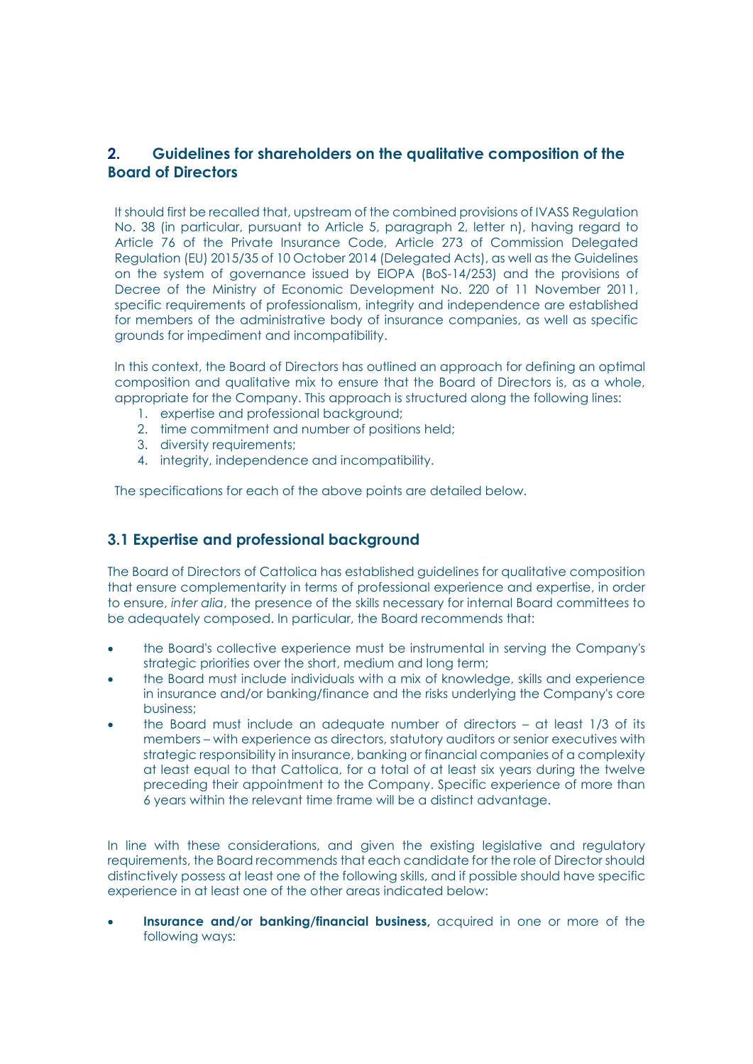## 2. Guidelines for shareholders on the qualitative composition of the Board of Directors

It should first be recalled that, upstream of the combined provisions of IVASS Regulation No. 38 (in particular, pursuant to Article 5, paragraph 2, letter n), having regard to Article 76 of the Private Insurance Code, Article 273 of Commission Delegated Regulation (EU) 2015/35 of 10 October 2014 (Delegated Acts), as well as the Guidelines on the system of governance issued by EIOPA (BoS-14/253) and the provisions of Decree of the Ministry of Economic Development No. 220 of 11 November 2011, specific requirements of professionalism, integrity and independence are established for members of the administrative body of insurance companies, as well as specific grounds for impediment and incompatibility.

In this context, the Board of Directors has outlined an approach for defining an optimal composition and qualitative mix to ensure that the Board of Directors is, as a whole, appropriate for the Company. This approach is structured along the following lines:

1. expertise and professional background;
2. time commitment and number of positions held;
3. diversity requirements;
4. integrity, independence and incompatibility.

The specifications for each of the above points are detailed below.

### 3.1 Expertise and professional background

The Board of Directors of Cattolica has established guidelines for qualitative composition that ensure complementarity in terms of professional experience and expertise, in order to ensure, *inter alia*, the presence of the skills necessary for internal Board committees to be adequately composed. In particular, the Board recommends that:

- the Board's collective experience must be instrumental in serving the Company's strategic priorities over the short, medium and long term;
- the Board must include individuals with a mix of knowledge, skills and experience in insurance and/or banking/finance and the risks underlying the Company's core business;
- the Board must include an adequate number of directors – at least 1/3 of its members – with experience as directors, statutory auditors or senior executives with strategic responsibility in insurance, banking or financial companies of a complexity at least equal to that Cattolica, for a total of at least six years during the twelve preceding their appointment to the Company. Specific experience of more than 6 years within the relevant time frame will be a distinct advantage.

In line with these considerations, and given the existing legislative and regulatory requirements, the Board recommends that each candidate for the role of Director should distinctively possess at least one of the following skills, and if possible should have specific experience in at least one of the other areas indicated below:

- **Insurance and/or banking/financial business,** acquired in one or more of the following ways: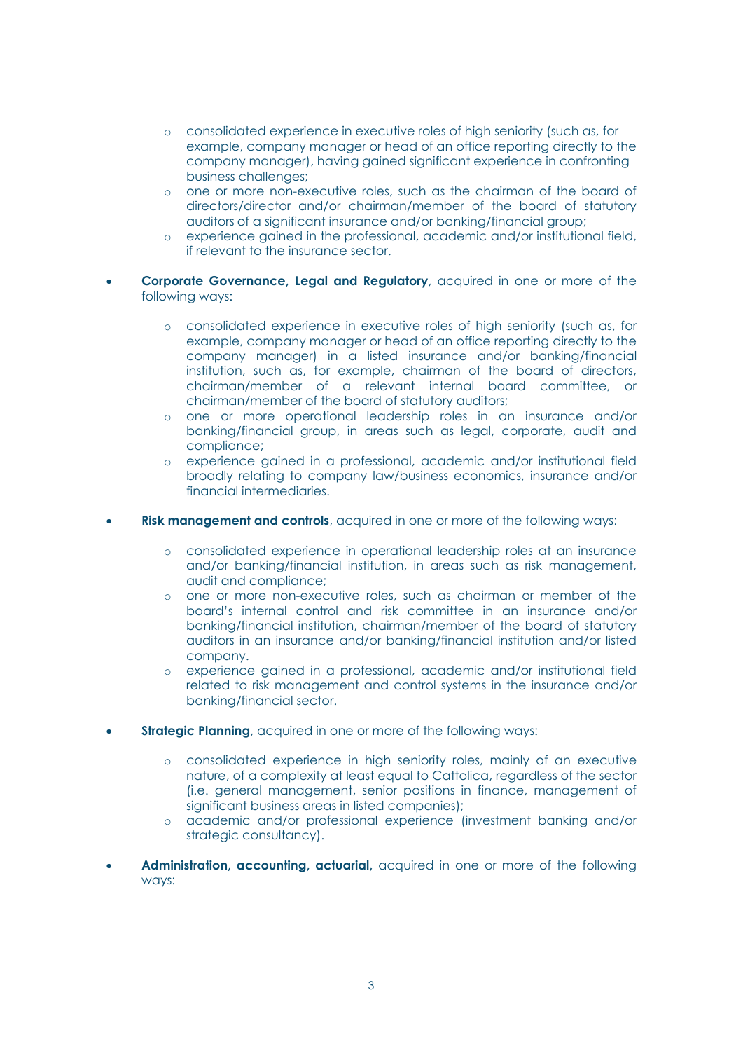- consolidated experience in executive roles of high seniority (such as, for example, company manager or head of an office reporting directly to the company manager), having gained significant experience in confronting business challenges;
  - one or more non-executive roles, such as the chairman of the board of directors/director and/or chairman/member of the board of statutory auditors of a significant insurance and/or banking/financial group;
  - experience gained in the professional, academic and/or institutional field, if relevant to the insurance sector.

- **Corporate Governance, Legal and Regulatory**, acquired in one or more of the following ways:

  - consolidated experience in executive roles of high seniority (such as, for example, company manager or head of an office reporting directly to the company manager) in a listed insurance and/or banking/financial institution, such as, for example, chairman of the board of directors, chairman/member of a relevant internal board committee, or chairman/member of the board of statutory auditors;
  - one or more operational leadership roles in an insurance and/or banking/financial group, in areas such as legal, corporate, audit and compliance;
  - experience gained in a professional, academic and/or institutional field broadly relating to company law/business economics, insurance and/or financial intermediaries.

- **Risk management and controls**, acquired in one or more of the following ways:

  - consolidated experience in operational leadership roles at an insurance and/or banking/financial institution, in areas such as risk management, audit and compliance;
  - one or more non-executive roles, such as chairman or member of the board's internal control and risk committee in an insurance and/or banking/financial institution, chairman/member of the board of statutory auditors in an insurance and/or banking/financial institution and/or listed company.
  - experience gained in a professional, academic and/or institutional field related to risk management and control systems in the insurance and/or banking/financial sector.

- **Strategic Planning**, acquired in one or more of the following ways:

  - consolidated experience in high seniority roles, mainly of an executive nature, of a complexity at least equal to Cattolica, regardless of the sector (i.e. general management, senior positions in finance, management of significant business areas in listed companies);
  - academic and/or professional experience (investment banking and/or strategic consultancy).

- **Administration, accounting, actuarial,** acquired in one or more of the following ways: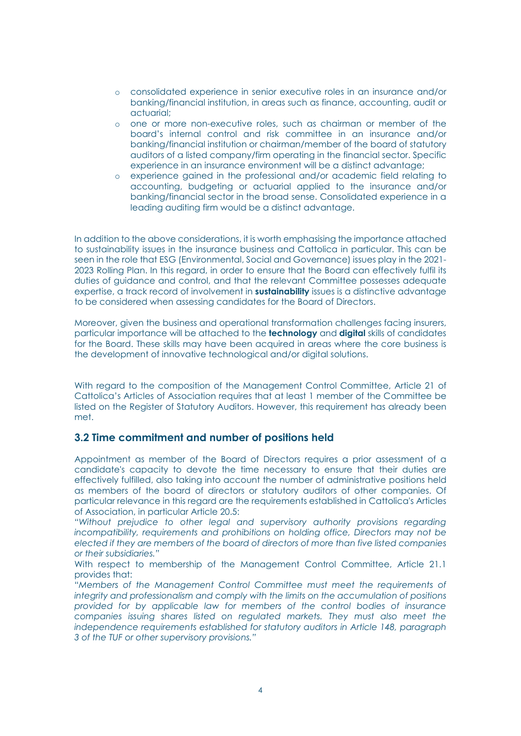- consolidated experience in senior executive roles in an insurance and/or banking/financial institution, in areas such as finance, accounting, audit or actuarial;
- one or more non-executive roles, such as chairman or member of the board's internal control and risk committee in an insurance and/or banking/financial institution or chairman/member of the board of statutory auditors of a listed company/firm operating in the financial sector. Specific experience in an insurance environment will be a distinct advantage;
- experience gained in the professional and/or academic field relating to accounting, budgeting or actuarial applied to the insurance and/or banking/financial sector in the broad sense. Consolidated experience in a leading auditing firm would be a distinct advantage.

In addition to the above considerations, it is worth emphasising the importance attached to sustainability issues in the insurance business and Cattolica in particular. This can be seen in the role that ESG (Environmental, Social and Governance) issues play in the 2021-2023 Rolling Plan. In this regard, in order to ensure that the Board can effectively fulfil its duties of guidance and control, and that the relevant Committee possesses adequate expertise, a track record of involvement in **sustainability** issues is a distinctive advantage to be considered when assessing candidates for the Board of Directors.

Moreover, given the business and operational transformation challenges facing insurers, particular importance will be attached to the **technology** and **digital** skills of candidates for the Board. These skills may have been acquired in areas where the core business is the development of innovative technological and/or digital solutions.

With regard to the composition of the Management Control Committee, Article 21 of Cattolica's Articles of Association requires that at least 1 member of the Committee be listed on the Register of Statutory Auditors. However, this requirement has already been met.

### 3.2 Time commitment and number of positions held

Appointment as member of the Board of Directors requires a prior assessment of a candidate's capacity to devote the time necessary to ensure that their duties are effectively fulfilled, also taking into account the number of administrative positions held as members of the board of directors or statutory auditors of other companies. Of particular relevance in this regard are the requirements established in Cattolica's Articles of Association, in particular Article 20.5:

"*Without prejudice to other legal and supervisory authority provisions regarding incompatibility, requirements and prohibitions on holding office, Directors may not be elected if they are members of the board of directors of more than five listed companies or their subsidiaries.*"

With respect to membership of the Management Control Committee, Article 21.1 provides that:

"*Members of the Management Control Committee must meet the requirements of integrity and professionalism and comply with the limits on the accumulation of positions provided for by applicable law for members of the control bodies of insurance companies issuing shares listed on regulated markets. They must also meet the independence requirements established for statutory auditors in Article 148, paragraph 3 of the TUF or other supervisory provisions.*"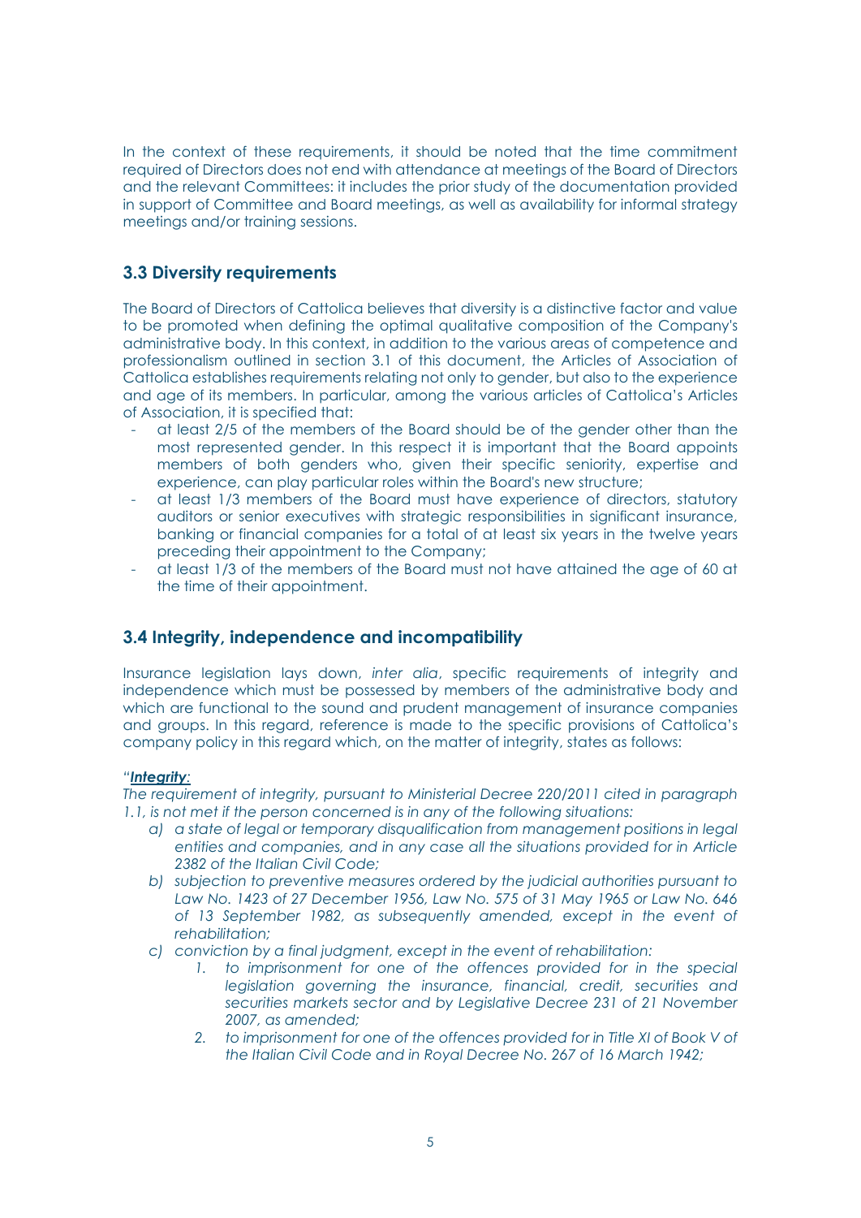In the context of these requirements, it should be noted that the time commitment required of Directors does not end with attendance at meetings of the Board of Directors and the relevant Committees: it includes the prior study of the documentation provided in support of Committee and Board meetings, as well as availability for informal strategy meetings and/or training sessions.

## 3.3 Diversity requirements

The Board of Directors of Cattolica believes that diversity is a distinctive factor and value to be promoted when defining the optimal qualitative composition of the Company's administrative body. In this context, in addition to the various areas of competence and professionalism outlined in section 3.1 of this document, the Articles of Association of Cattolica establishes requirements relating not only to gender, but also to the experience and age of its members. In particular, among the various articles of Cattolica's Articles of Association, it is specified that:

- at least 2/5 of the members of the Board should be of the gender other than the most represented gender. In this respect it is important that the Board appoints members of both genders who, given their specific seniority, expertise and experience, can play particular roles within the Board's new structure;
- at least 1/3 members of the Board must have experience of directors, statutory auditors or senior executives with strategic responsibilities in significant insurance, banking or financial companies for a total of at least six years in the twelve years preceding their appointment to the Company;
- at least 1/3 of the members of the Board must not have attained the age of 60 at the time of their appointment.

## 3.4 Integrity, independence and incompatibility

Insurance legislation lays down, *inter alia*, specific requirements of integrity and independence which must be possessed by members of the administrative body and which are functional to the sound and prudent management of insurance companies and groups. In this regard, reference is made to the specific provisions of Cattolica's company policy in this regard which, on the matter of integrity, states as follows:

*"**Integrity**:*

*The requirement of integrity, pursuant to Ministerial Decree 220/2011 cited in paragraph 1.1, is not met if the person concerned is in any of the following situations:*

*a) a state of legal or temporary disqualification from management positions in legal entities and companies, and in any case all the situations provided for in Article 2382 of the Italian Civil Code;*

*b) subjection to preventive measures ordered by the judicial authorities pursuant to Law No. 1423 of 27 December 1956, Law No. 575 of 31 May 1965 or Law No. 646 of 13 September 1982, as subsequently amended, except in the event of rehabilitation;*

*c) conviction by a final judgment, except in the event of rehabilitation:*

   *1. to imprisonment for one of the offences provided for in the special legislation governing the insurance, financial, credit, securities and securities markets sector and by Legislative Decree 231 of 21 November 2007, as amended;*

   *2. to imprisonment for one of the offences provided for in Title XI of Book V of the Italian Civil Code and in Royal Decree No. 267 of 16 March 1942;*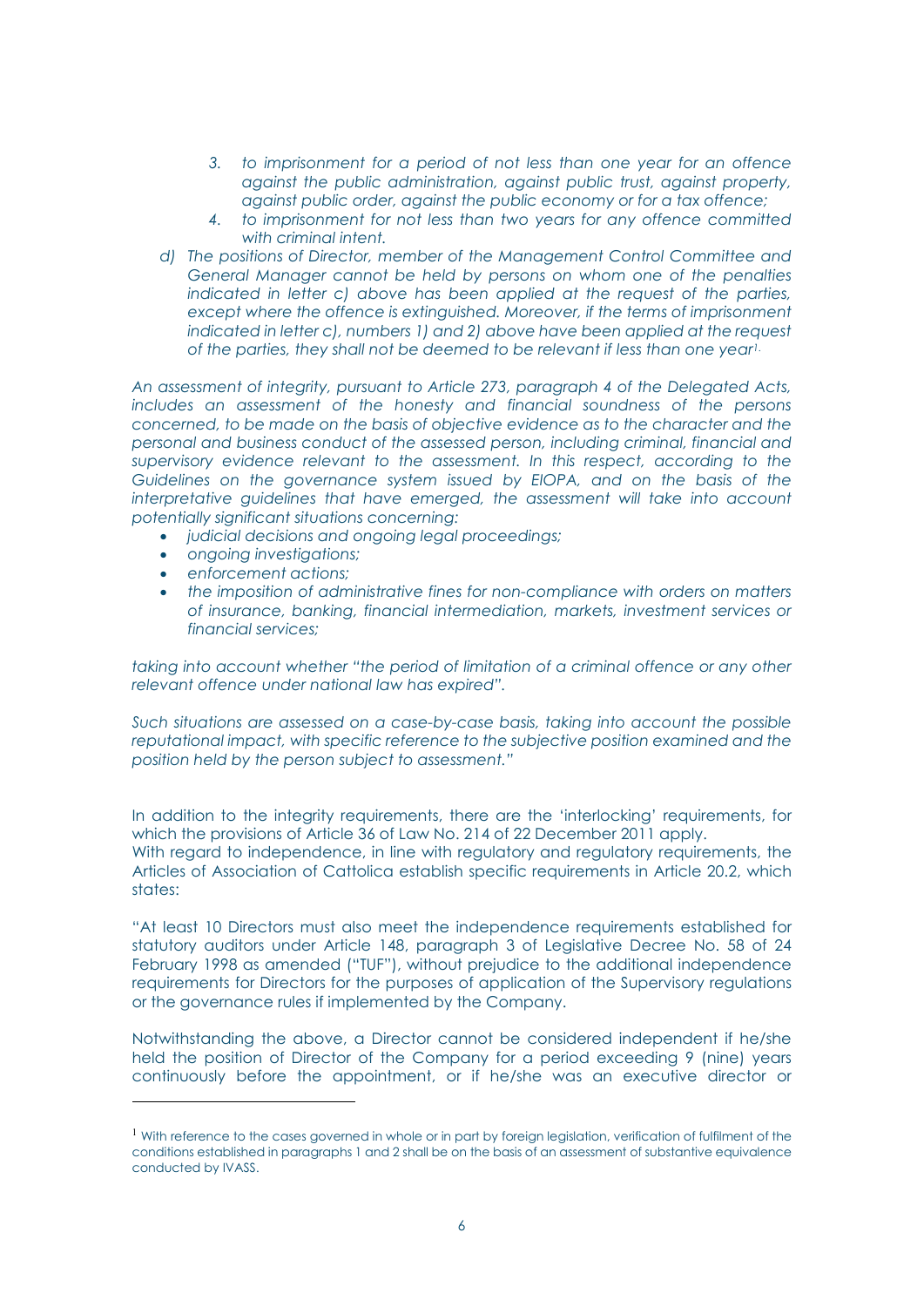3. *to imprisonment for a period of not less than one year for an offence against the public administration, against public trust, against property, against public order, against the public economy or for a tax offence;*
4. *to imprisonment for not less than two years for any offence committed with criminal intent.*

*d) The positions of Director, member of the Management Control Committee and General Manager cannot be held by persons on whom one of the penalties indicated in letter c) above has been applied at the request of the parties, except where the offence is extinguished. Moreover, if the terms of imprisonment indicated in letter c), numbers 1) and 2) above have been applied at the request of the parties, they shall not be deemed to be relevant if less than one year[1].*

*An assessment of integrity, pursuant to Article 273, paragraph 4 of the Delegated Acts, includes an assessment of the honesty and financial soundness of the persons concerned, to be made on the basis of objective evidence as to the character and the personal and business conduct of the assessed person, including criminal, financial and supervisory evidence relevant to the assessment. In this respect, according to the Guidelines on the governance system issued by EIOPA, and on the basis of the interpretative guidelines that have emerged, the assessment will take into account potentially significant situations concerning:*

- *judicial decisions and ongoing legal proceedings;*
- *ongoing investigations;*
- *enforcement actions;*
- *the imposition of administrative fines for non-compliance with orders on matters of insurance, banking, financial intermediation, markets, investment services or financial services;*

*taking into account whether "the period of limitation of a criminal offence or any other relevant offence under national law has expired".*

*Such situations are assessed on a case-by-case basis, taking into account the possible reputational impact, with specific reference to the subjective position examined and the position held by the person subject to assessment."*

In addition to the integrity requirements, there are the 'interlocking' requirements, for which the provisions of Article 36 of Law No. 214 of 22 December 2011 apply.
With regard to independence, in line with regulatory and regulatory requirements, the Articles of Association of Cattolica establish specific requirements in Article 20.2, which states:

"At least 10 Directors must also meet the independence requirements established for statutory auditors under Article 148, paragraph 3 of Legislative Decree No. 58 of 24 February 1998 as amended ("TUF"), without prejudice to the additional independence requirements for Directors for the purposes of application of the Supervisory regulations or the governance rules if implemented by the Company.

Notwithstanding the above, a Director cannot be considered independent if he/she held the position of Director of the Company for a period exceeding 9 (nine) years continuously before the appointment, or if he/she was an executive director or

---

[1] With reference to the cases governed in whole or in part by foreign legislation, verification of fulfilment of the conditions established in paragraphs 1 and 2 shall be on the basis of an assessment of substantive equivalence conducted by IVASS.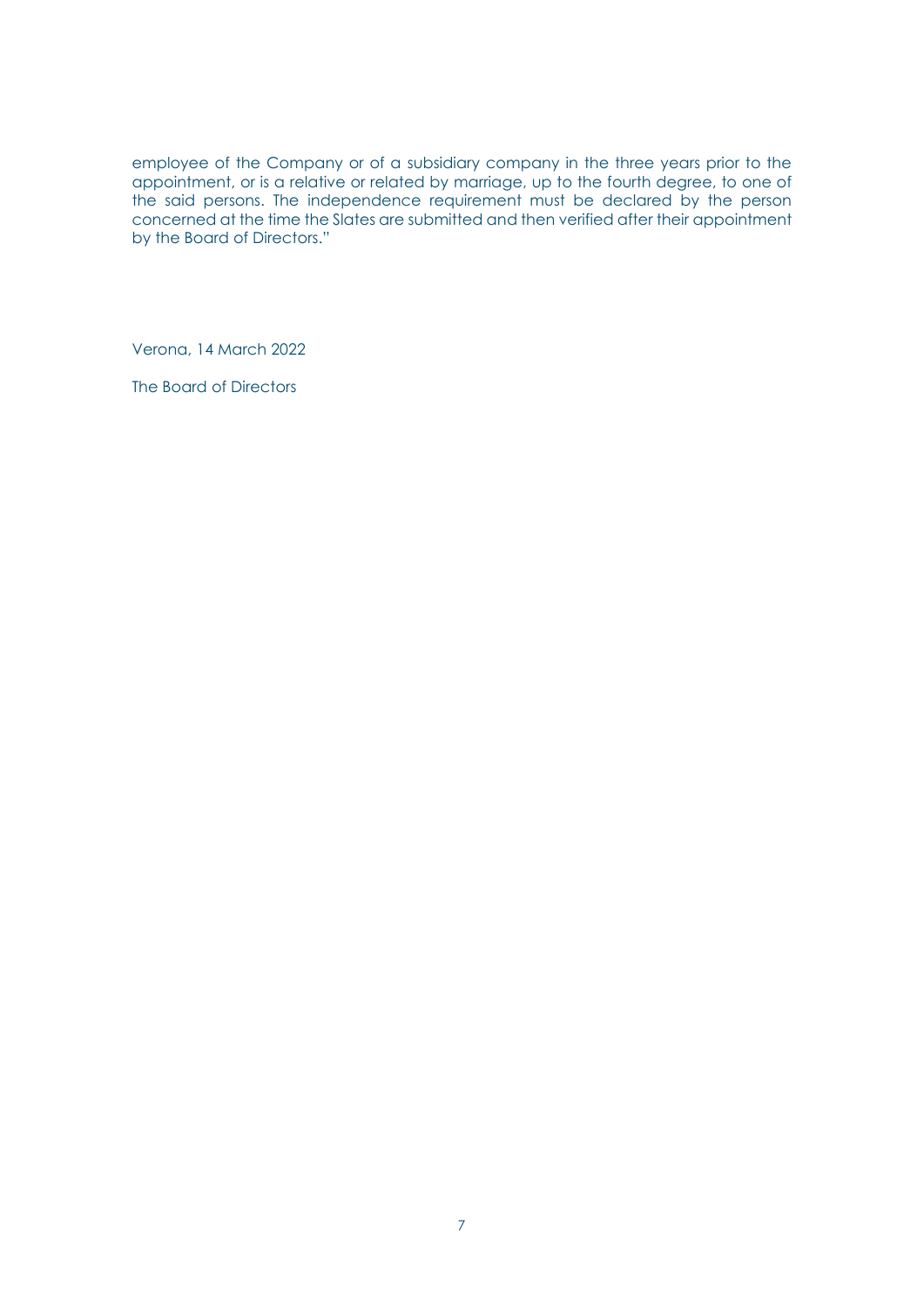employee of the Company or of a subsidiary company in the three years prior to the appointment, or is a relative or related by marriage, up to the fourth degree, to one of the said persons. The independence requirement must be declared by the person concerned at the time the Slates are submitted and then verified after their appointment by the Board of Directors."

Verona, 14 March 2022

The Board of Directors